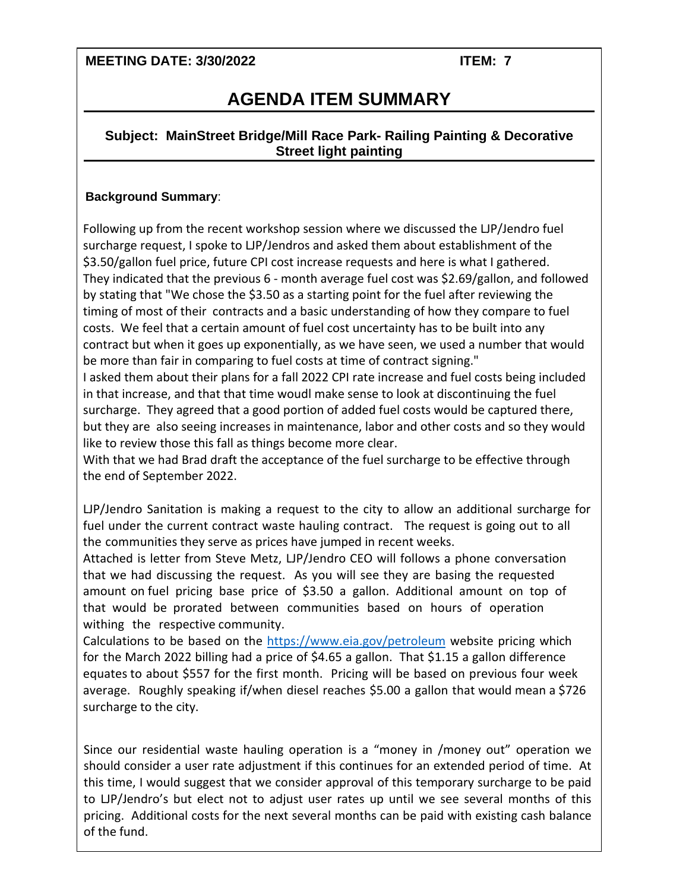**MEETING DATE: 3/30/2022** **ITEM: 7**

# AGENDA ITEM SUMMARY

## Subject: MainStreet Bridge/Mill Race Park- Railing Painting & Decorative Street light painting

**Background Summary**:

Following up from the recent workshop session where we discussed the LJP/Jendro fuel surcharge request, I spoke to LJP/Jendros and asked them about establishment of the $3.50/gallon fuel price, future CPI cost increase requests and here is what I gathered. They indicated that the previous 6 - month average fuel cost was $2.69/gallon, and followed by stating that "We chose the $3.50 as a starting point for the fuel after reviewing the timing of most of their contracts and a basic understanding of how they compare to fuel costs. We feel that a certain amount of fuel cost uncertainty has to be built into any contract but when it goes up exponentially, as we have seen, we used a number that would be more than fair in comparing to fuel costs at time of contract signing."
I asked them about their plans for a fall 2022 CPI rate increase and fuel costs being included in that increase, and that that time woudl make sense to look at discontinuing the fuel surcharge. They agreed that a good portion of added fuel costs would be captured there, but they are also seeing increases in maintenance, labor and other costs and so they would like to review those this fall as things become more clear.
With that we had Brad draft the acceptance of the fuel surcharge to be effective through the end of September 2022.

LJP/Jendro Sanitation is making a request to the city to allow an additional surcharge for fuel under the current contract waste hauling contract. The request is going out to all the communities they serve as prices have jumped in recent weeks.
Attached is letter from Steve Metz, LJP/Jendro CEO will follows a phone conversation that we had discussing the request. As you will see they are basing the requested amount on fuel pricing base price of $3.50 a gallon. Additional amount on top of that would be prorated between communities based on hours of operation withing the respective community.
Calculations to be based on the https://www.eia.gov/petroleum website pricing which for the March 2022 billing had a price of $4.65 a gallon. That $1.15 a gallon difference equates to about $557 for the first month. Pricing will be based on previous four week average. Roughly speaking if/when diesel reaches $5.00 a gallon that would mean a $726 surcharge to the city.

Since our residential waste hauling operation is a "money in /money out" operation we should consider a user rate adjustment if this continues for an extended period of time. At this time, I would suggest that we consider approval of this temporary surcharge to be paid to LJP/Jendro's but elect not to adjust user rates up until we see several months of this pricing. Additional costs for the next several months can be paid with existing cash balance of the fund.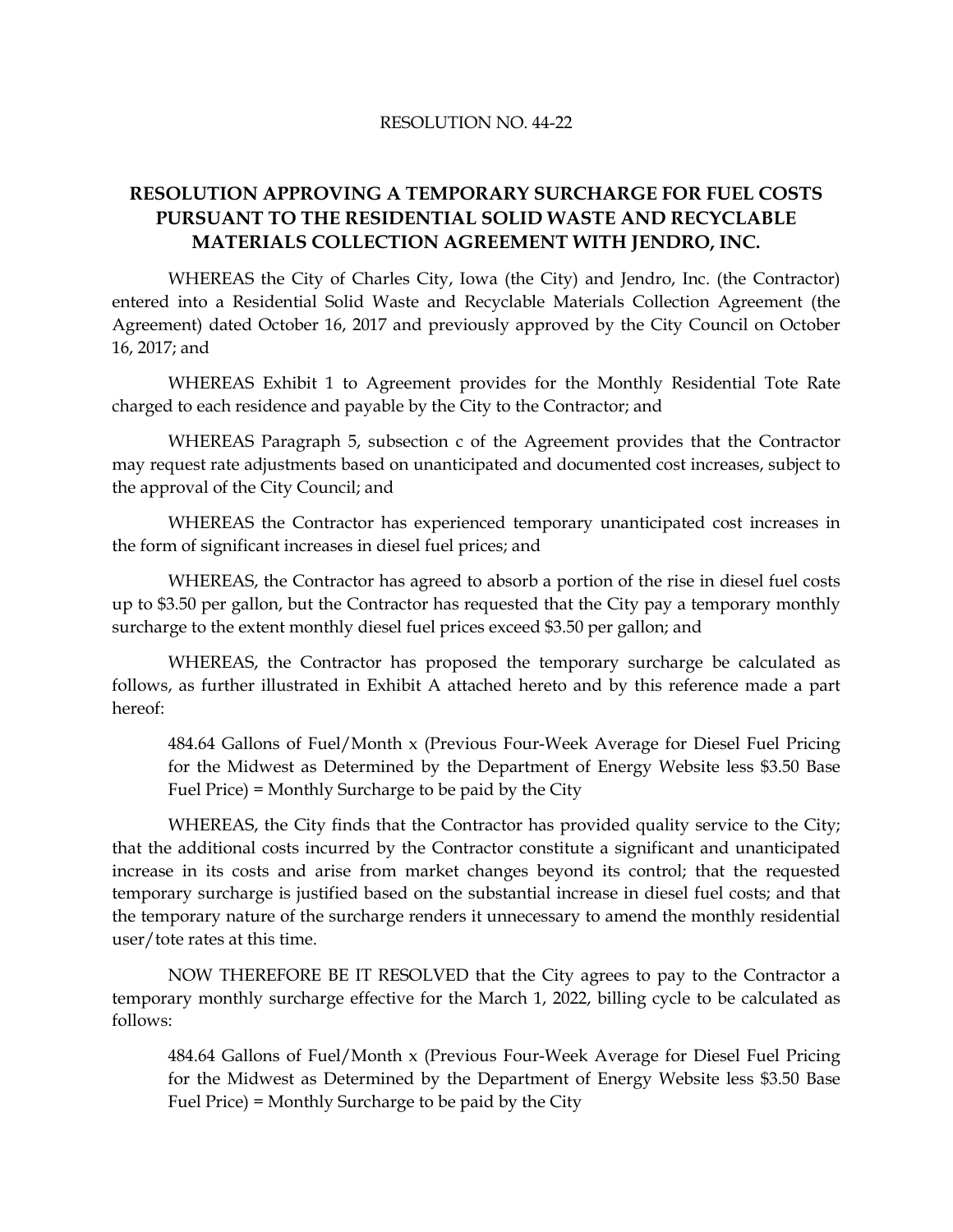RESOLUTION NO. 44-22

# RESOLUTION APPROVING A TEMPORARY SURCHARGE FOR FUEL COSTS PURSUANT TO THE RESIDENTIAL SOLID WASTE AND RECYCLABLE MATERIALS COLLECTION AGREEMENT WITH JENDRO, INC.

WHEREAS the City of Charles City, Iowa (the City) and Jendro, Inc. (the Contractor) entered into a Residential Solid Waste and Recyclable Materials Collection Agreement (the Agreement) dated October 16, 2017 and previously approved by the City Council on October 16, 2017; and

WHEREAS Exhibit 1 to Agreement provides for the Monthly Residential Tote Rate charged to each residence and payable by the City to the Contractor; and

WHEREAS Paragraph 5, subsection c of the Agreement provides that the Contractor may request rate adjustments based on unanticipated and documented cost increases, subject to the approval of the City Council; and

WHEREAS the Contractor has experienced temporary unanticipated cost increases in the form of significant increases in diesel fuel prices; and

WHEREAS, the Contractor has agreed to absorb a portion of the rise in diesel fuel costs up to $3.50 per gallon, but the Contractor has requested that the City pay a temporary monthly surcharge to the extent monthly diesel fuel prices exceed $3.50 per gallon; and

WHEREAS, the Contractor has proposed the temporary surcharge be calculated as follows, as further illustrated in Exhibit A attached hereto and by this reference made a part hereof:

> 484.64 Gallons of Fuel/Month x (Previous Four-Week Average for Diesel Fuel Pricing for the Midwest as Determined by the Department of Energy Website less $3.50 Base Fuel Price) = Monthly Surcharge to be paid by the City

WHEREAS, the City finds that the Contractor has provided quality service to the City; that the additional costs incurred by the Contractor constitute a significant and unanticipated increase in its costs and arise from market changes beyond its control; that the requested temporary surcharge is justified based on the substantial increase in diesel fuel costs; and that the temporary nature of the surcharge renders it unnecessary to amend the monthly residential user/tote rates at this time.

NOW THEREFORE BE IT RESOLVED that the City agrees to pay to the Contractor a temporary monthly surcharge effective for the March 1, 2022, billing cycle to be calculated as follows:

> 484.64 Gallons of Fuel/Month x (Previous Four-Week Average for Diesel Fuel Pricing for the Midwest as Determined by the Department of Energy Website less $3.50 Base Fuel Price) = Monthly Surcharge to be paid by the City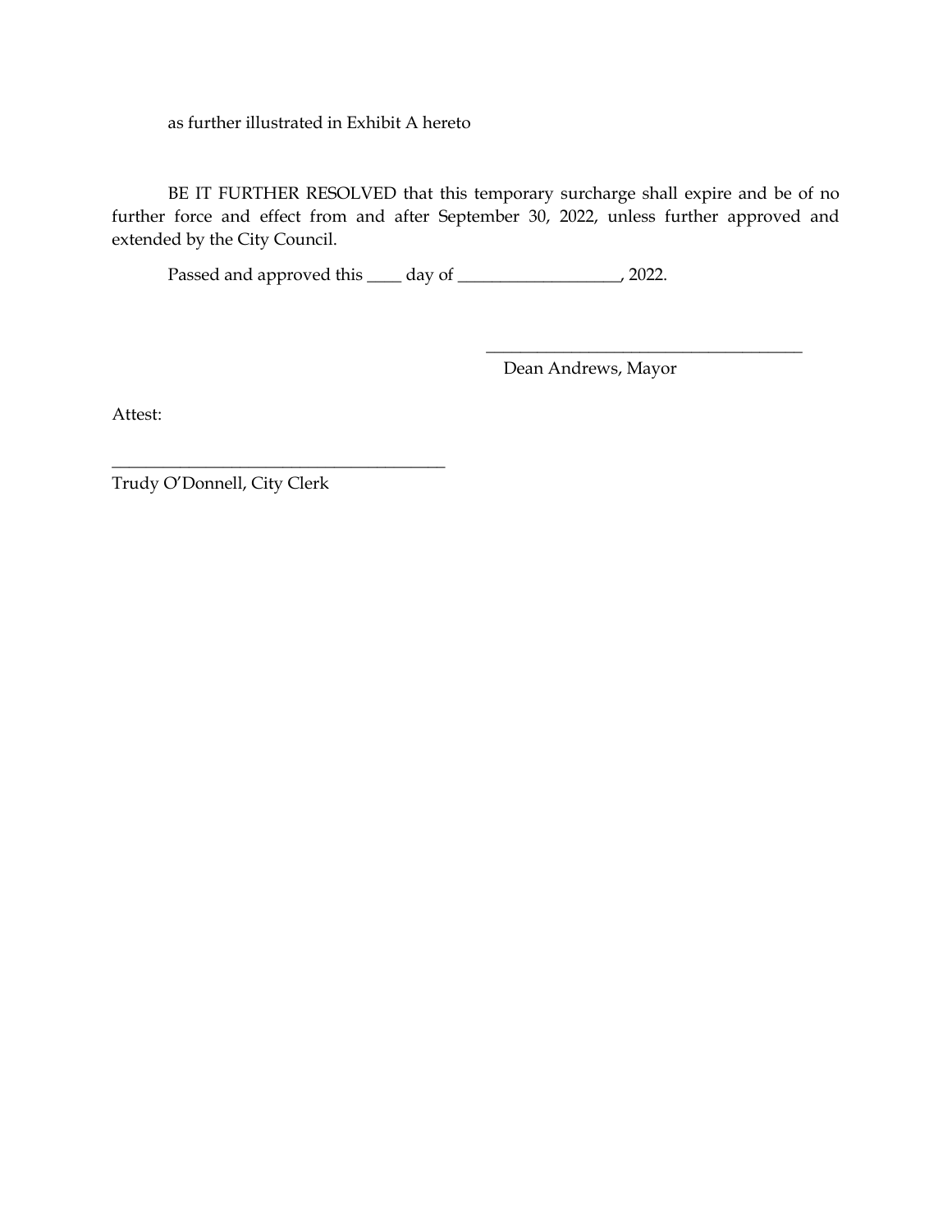as further illustrated in Exhibit A hereto

BE IT FURTHER RESOLVED that this temporary surcharge shall expire and be of no further force and effect from and after September 30, 2022, unless further approved and extended by the City Council.

Passed and approved this ____ day of ___________________, 2022.

______________________________________
Dean Andrews, Mayor

Attest:

________________________________________
Trudy O'Donnell, City Clerk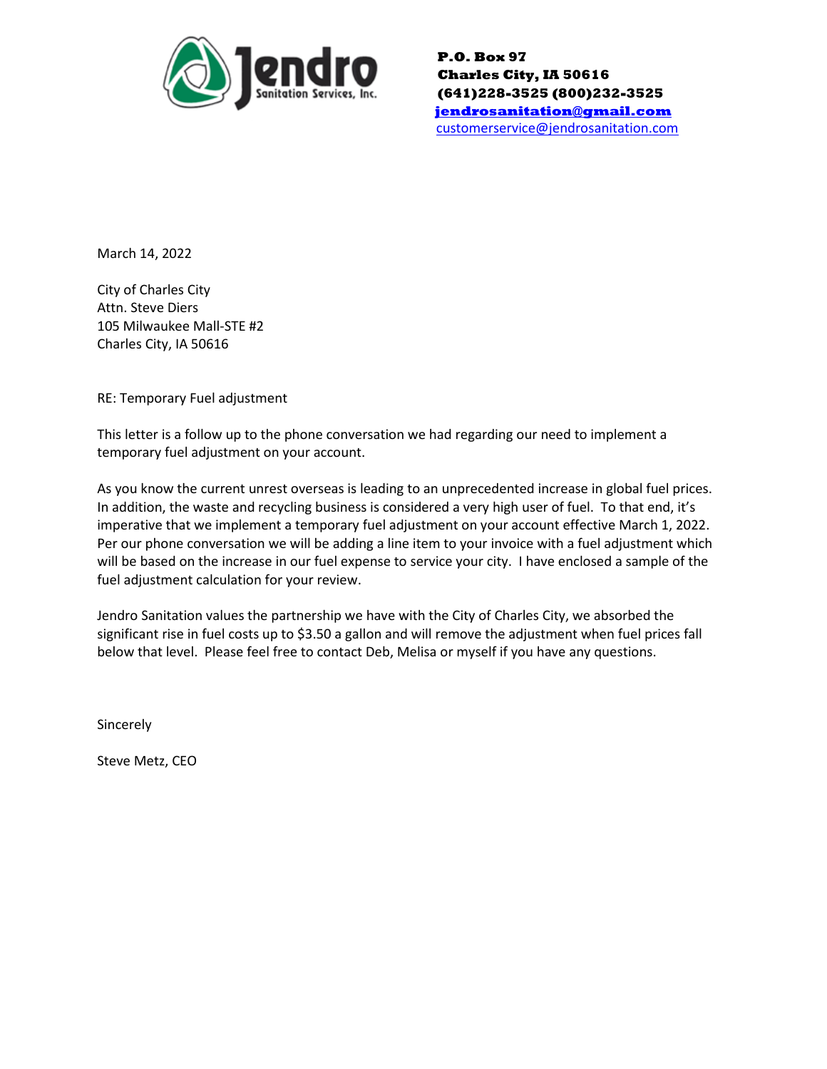**Jendro Sanitation Services, Inc.**

**P.O. Box 97**
**Charles City, IA 50616**
**(641)228-3525 (800)232-3525**
**jendrosanitation@gmail.com**
customerservice@jendrosanitation.com

March 14, 2022

City of Charles City
Attn. Steve Diers
105 Milwaukee Mall-STE #2
Charles City, IA 50616

RE: Temporary Fuel adjustment

This letter is a follow up to the phone conversation we had regarding our need to implement a temporary fuel adjustment on your account.

As you know the current unrest overseas is leading to an unprecedented increase in global fuel prices. In addition, the waste and recycling business is considered a very high user of fuel. To that end, it's imperative that we implement a temporary fuel adjustment on your account effective March 1, 2022. Per our phone conversation we will be adding a line item to your invoice with a fuel adjustment which will be based on the increase in our fuel expense to service your city. I have enclosed a sample of the fuel adjustment calculation for your review.

Jendro Sanitation values the partnership we have with the City of Charles City, we absorbed the significant rise in fuel costs up to $3.50 a gallon and will remove the adjustment when fuel prices fall below that level. Please feel free to contact Deb, Melisa or myself if you have any questions.

Sincerely

Steve Metz, CEO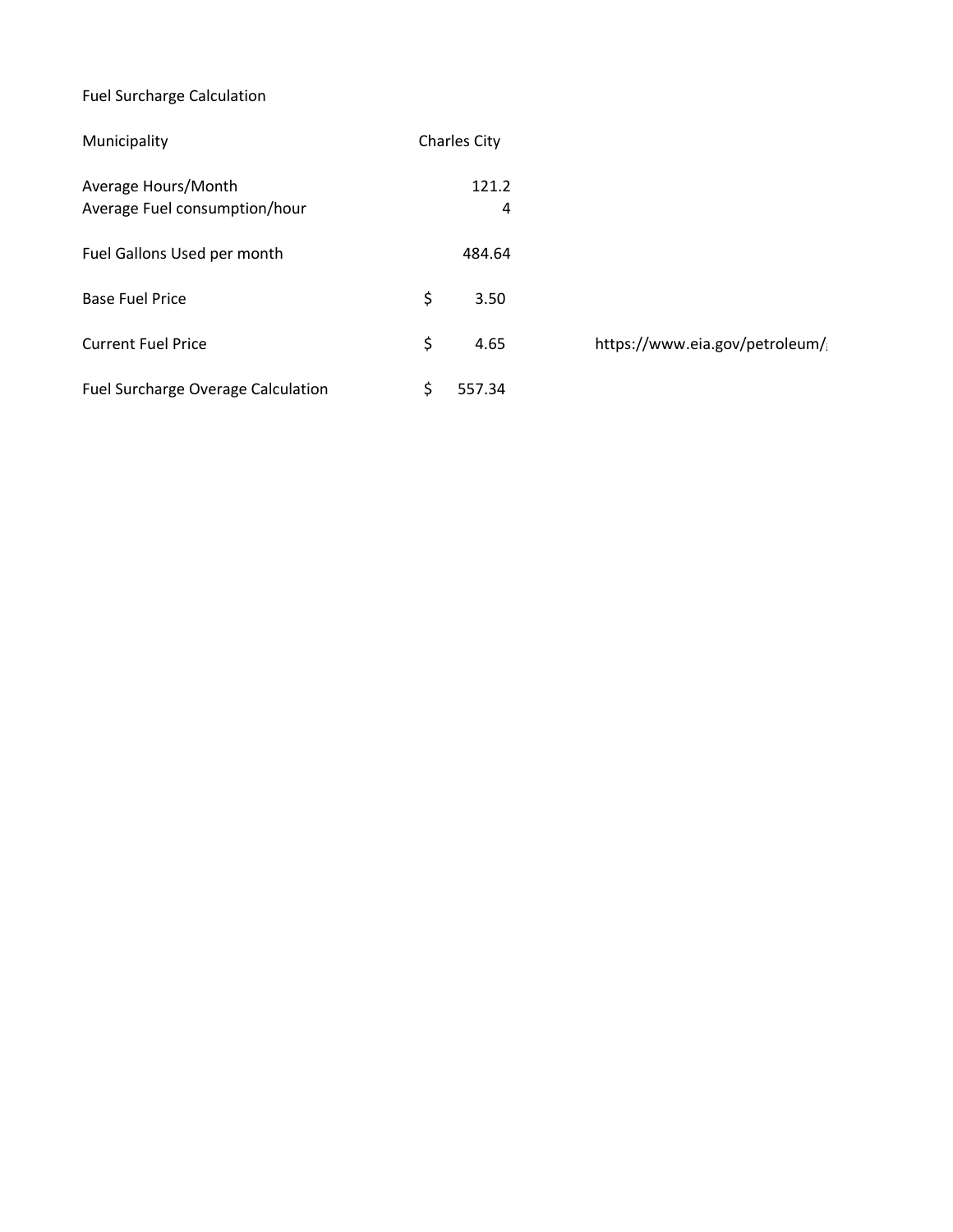Fuel Surcharge Calculation

| | | |
|---|---|---|
| Municipality | Charles City | |
| Average Hours/Month | 121.2 | |
| Average Fuel consumption/hour | 4 | |
| Fuel Gallons Used per month | 484.64 | |
| Base Fuel Price | $ 3.50 | |
| Current Fuel Price | $ 4.65 | https://www.eia.gov/petroleum/ |
| Fuel Surcharge Overage Calculation | $ 557.34 | |